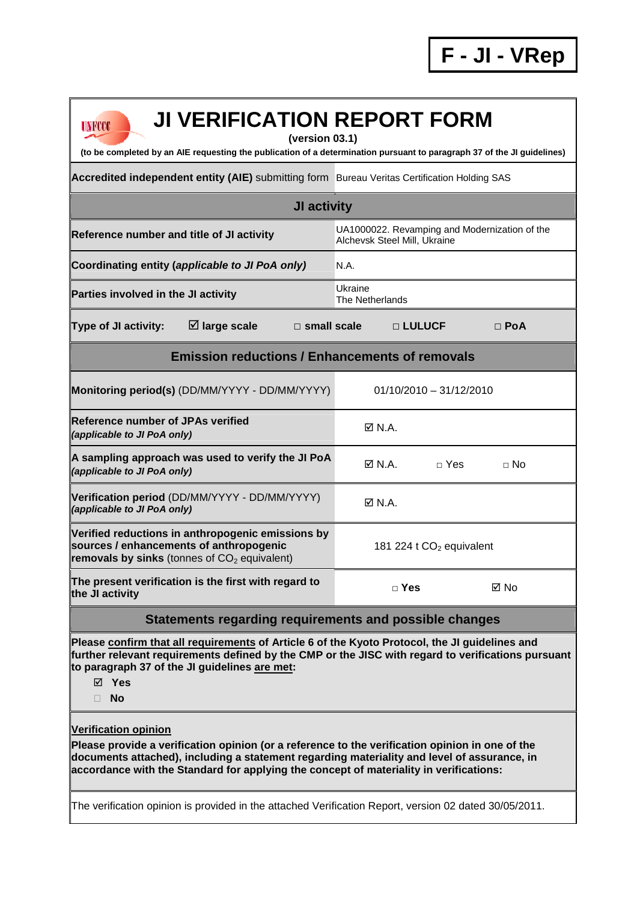# F - JI - VRep

# JI VERIFICATION REPORT FORM

**(version 03.1)**

**(to be completed by an AIE requesting the publication of a determination pursuant to paragraph 37 of the JI guidelines)**

| **Accredited independent entity (AIE)** submitting form | Bureau Veritas Certification Holding SAS |
|---|---|

## JI activity

| | |
|---|---|
| **Reference number and title of JI activity** | UA1000022. Revamping and Modernization of the Alchevsk Steel Mill, Ukraine |
| **Coordinating entity (*applicable to JI PoA only*)** | N.A. |
| **Parties involved in the JI activity** | Ukraine<br>The Netherlands |

**Type of JI activity:** ☑ **large scale** □ **small scale** □ **LULUCF** □ **PoA**

## Emission reductions / Enhancements of removals

| | |
|---|---|
| **Monitoring period(s)** (DD/MM/YYYY - DD/MM/YYYY) | 01/10/2010 – 31/12/2010 |
| **Reference number of JPAs verified** *(applicable to JI PoA only)* | ☑ N.A. |
| **A sampling approach was used to verify the JI PoA** *(applicable to JI PoA only)* | ☑ N.A. □ Yes □ No |
| **Verification period** (DD/MM/YYYY - DD/MM/YYYY) *(applicable to JI PoA only)* | ☑ N.A. |
| **Verified reductions in anthropogenic emissions by sources / enhancements of anthropogenic removals by sinks** (tonnes of $CO_2$ equivalent) | 181 224 t $CO_2$ equivalent |
| **The present verification is the first with regard to the JI activity** | □ **Yes** ☑ No |

## Statements regarding requirements and possible changes

**Please confirm that all requirements of Article 6 of the Kyoto Protocol, the JI guidelines and further relevant requirements defined by the CMP or the JISC with regard to verifications pursuant to paragraph 37 of the JI guidelines are met:**

- ☑ **Yes**
- □ **No**

**Verification opinion**

**Please provide a verification opinion (or a reference to the verification opinion in one of the documents attached), including a statement regarding materiality and level of assurance, in accordance with the Standard for applying the concept of materiality in verifications:**

The verification opinion is provided in the attached Verification Report, version 02 dated 30/05/2011.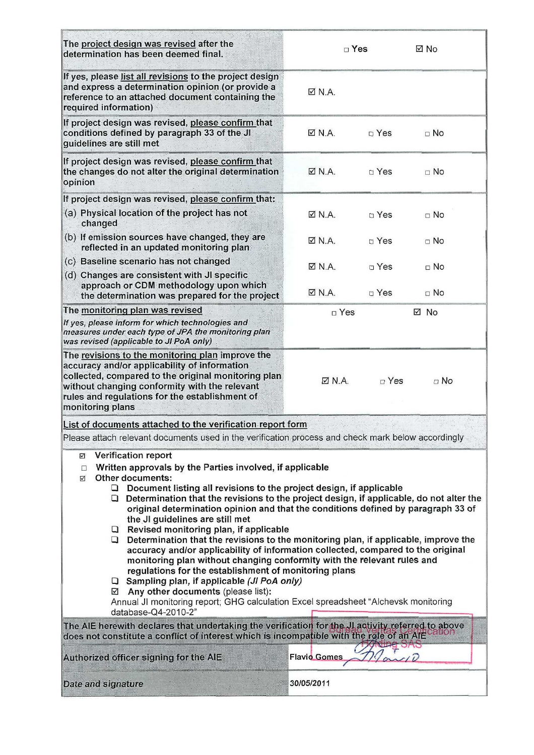| | | | |
|---|---|---|---|
| The project design was revised after the determination has been deemed final. | □ Yes | | ☑ No |
| If yes, please list all revisions to the project design and express a determination opinion (or provide a reference to an attached document containing the required information) | ☑ N.A. | | |
| If project design was revised, please confirm that conditions defined by paragraph 33 of the JI guidelines are still met | ☑ N.A. | □ Yes | □ No |
| If project design was revised, please confirm that the changes do not alter the original determination opinion | ☑ N.A. | □ Yes | □ No |
| If project design was revised, please confirm that: | | | |
| (a) Physical location of the project has not changed | ☑ N.A. | □ Yes | □ No |
| (b) If emission sources have changed, they are reflected in an updated monitoring plan | ☑ N.A. | □ Yes | □ No |
| (c) Baseline scenario has not changed | ☑ N.A. | □ Yes | □ No |
| (d) Changes are consistent with JI specific approach or CDM methodology upon which the determination was prepared for the project | ☑ N.A. | □ Yes | □ No |
| The monitoring plan was revised<br>*If yes, please inform for which technologies and measures under each type of JPA the monitoring plan was revised (applicable to JI PoA only)* | □ Yes | | ☑ No |
| The revisions to the monitoring plan improve the accuracy and/or applicability of information collected, compared to the original monitoring plan without changing conformity with the relevant rules and regulations for the establishment of monitoring plans | ☑ N.A. | □ Yes | □ No |

List of documents attached to the verification report form

Please attach relevant documents used in the verification process and check mark below accordingly

- ☑ Verification report
- □ Written approvals by the Parties involved, if applicable
- ☑ Other documents:
  - ❑ Document listing all revisions to the project design, if applicable
  - ❑ Determination that the revisions to the project design, if applicable, do not alter the original determination opinion and that the conditions defined by paragraph 33 of the JI guidelines are still met
  - ❑ Revised monitoring plan, if applicable
  - ❑ Determination that the revisions to the monitoring plan, if applicable, improve the accuracy and/or applicability of information collected, compared to the original monitoring plan without changing conformity with the relevant rules and regulations for the establishment of monitoring plans
  - ❑ Sampling plan, if applicable *(JI PoA only)*
  - ☑ Any other documents (please list):

    Annual JI monitoring report; GHG calculation Excel spreadsheet "Alchevsk monitoring database-Q4-2010-2"

| | |
|---|---|
| The AIE herewith declares that undertaking the verification for the JI activity referred to above does not constitute a conflict of interest which is incompatible with the role of an AIE | Bureau Veritas Certification Holding SAS |
| Authorized officer signing for the AIE | Flavio Gomes |
| Date and signature | 30/05/2011 |